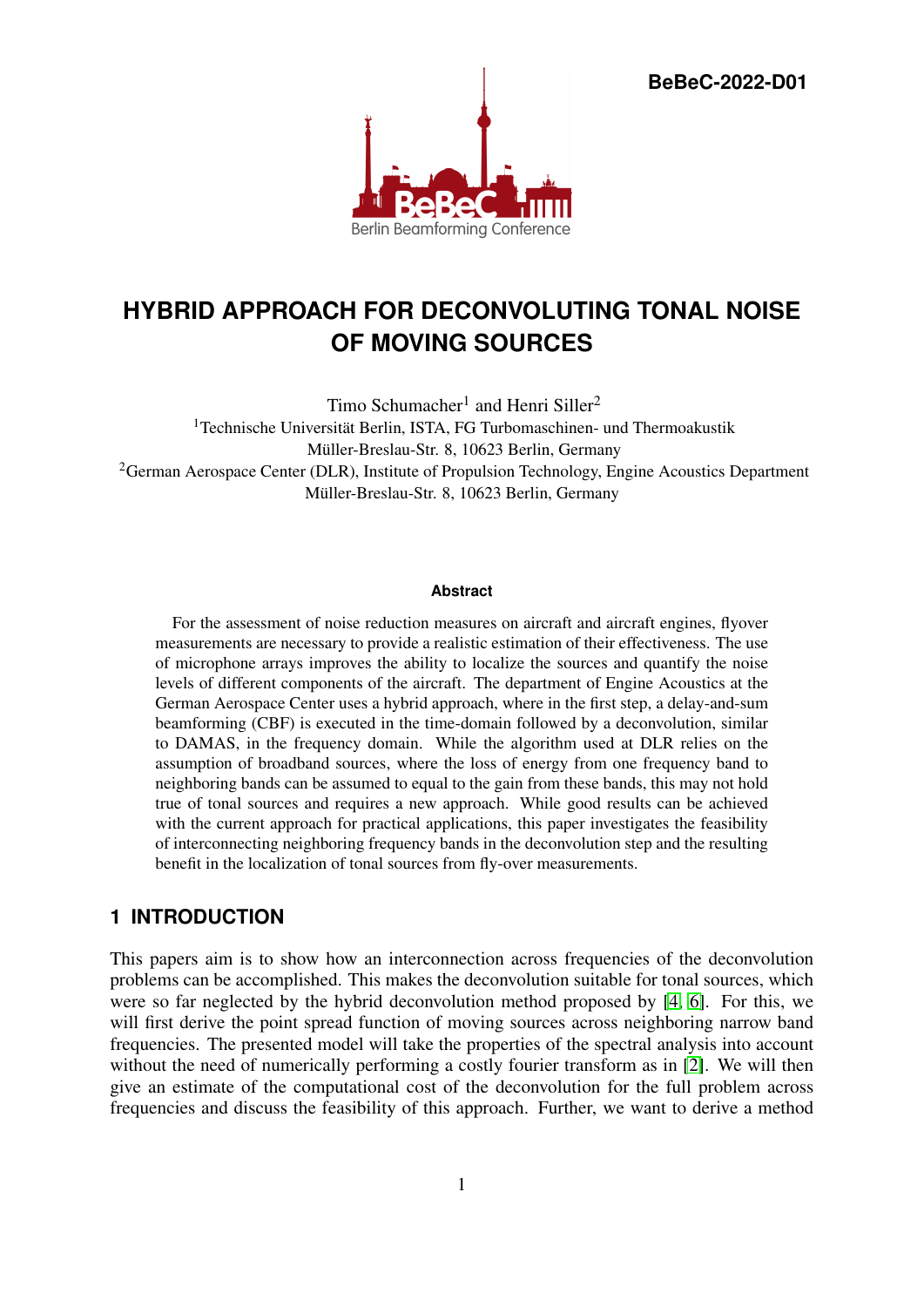BeBeC-2022-D01

Berlin Beamforming Conference

# HYBRID APPROACH FOR DECONVOLUTING TONAL NOISE OF MOVING SOURCES

Timo Schumacher[1] and Henri Siller[2]

[1]Technische Universität Berlin, ISTA, FG Turbomaschinen- und Thermoakustik
Müller-Breslau-Str. 8, 10623 Berlin, Germany

[2]German Aerospace Center (DLR), Institute of Propulsion Technology, Engine Acoustics Department
Müller-Breslau-Str. 8, 10623 Berlin, Germany

#### Abstract

For the assessment of noise reduction measures on aircraft and aircraft engines, flyover measurements are necessary to provide a realistic estimation of their effectiveness. The use of microphone arrays improves the ability to localize the sources and quantify the noise levels of different components of the aircraft. The department of Engine Acoustics at the German Aerospace Center uses a hybrid approach, where in the first step, a delay-and-sum beamforming (CBF) is executed in the time-domain followed by a deconvolution, similar to DAMAS, in the frequency domain. While the algorithm used at DLR relies on the assumption of broadband sources, where the loss of energy from one frequency band to neighboring bands can be assumed to equal to the gain from these bands, this may not hold true of tonal sources and requires a new approach. While good results can be achieved with the current approach for practical applications, this paper investigates the feasibility of interconnecting neighboring frequency bands in the deconvolution step and the resulting benefit in the localization of tonal sources from fly-over measurements.

## 1 INTRODUCTION

This papers aim is to show how an interconnection across frequencies of the deconvolution problems can be accomplished. This makes the deconvolution suitable for tonal sources, which were so far neglected by the hybrid deconvolution method proposed by [4, 6]. For this, we will first derive the point spread function of moving sources across neighboring narrow band frequencies. The presented model will take the properties of the spectral analysis into account without the need of numerically performing a costly fourier transform as in [2]. We will then give an estimate of the computational cost of the deconvolution for the full problem across frequencies and discuss the feasibility of this approach. Further, we want to derive a method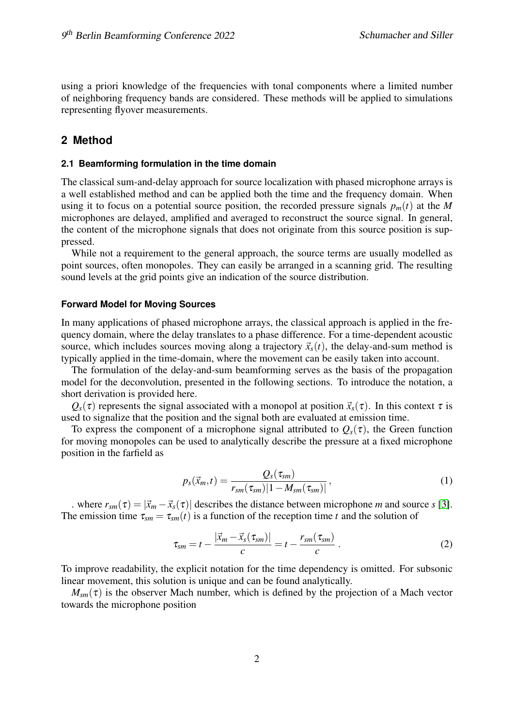using a priori knowledge of the frequencies with tonal components where a limited number of neighboring frequency bands are considered. These methods will be applied to simulations representing flyover measurements.

## 2 Method

### 2.1 Beamforming formulation in the time domain

The classical sum-and-delay approach for source localization with phased microphone arrays is a well established method and can be applied both the time and the frequency domain. When using it to focus on a potential source position, the recorded pressure signals $p_m(t)$ at the $M$ microphones are delayed, amplified and averaged to reconstruct the source signal. In general, the content of the microphone signals that does not originate from this source position is suppressed.

While not a requirement to the general approach, the source terms are usually modelled as point sources, often monopoles. They can easily be arranged in a scanning grid. The resulting sound levels at the grid points give an indication of the source distribution.

#### Forward Model for Moving Sources

In many applications of phased microphone arrays, the classical approach is applied in the frequency domain, where the delay translates to a phase difference. For a time-dependent acoustic source, which includes sources moving along a trajectory $\vec{x}_s(t)$, the delay-and-sum method is typically applied in the time-domain, where the movement can be easily taken into account.

The formulation of the delay-and-sum beamforming serves as the basis of the propagation model for the deconvolution, presented in the following sections. To introduce the notation, a short derivation is provided here.

$Q_s(\tau)$ represents the signal associated with a monopol at position $\vec{x}_s(\tau)$. In this context $\tau$ is used to signalize that the position and the signal both are evaluated at emission time.

To express the component of a microphone signal attributed to $Q_s(\tau)$, the Green function for moving monopoles can be used to analytically describe the pressure at a fixed microphone position in the farfield as

$$p_s(\vec{x}_m, t) = \frac{Q_s(\tau_{sm})}{r_{sm}(\tau_{sm})|1 - M_{sm}(\tau_{sm})|}, \tag{1}$$

. where $r_{sm}(\tau) = |\vec{x}_m - \vec{x}_s(\tau)|$ describes the distance between microphone $m$ and source $s$ [3]. The emission time $\tau_{sm} = \tau_{sm}(t)$ is a function of the reception time $t$ and the solution of

$$\tau_{sm} = t - \frac{|\vec{x}_m - \vec{x}_s(\tau_{sm})|}{c} = t - \frac{r_{sm}(\tau_{sm})}{c}. \tag{2}$$

To improve readability, the explicit notation for the time dependency is omitted. For subsonic linear movement, this solution is unique and can be found analytically.

$M_{sm}(\tau)$ is the observer Mach number, which is defined by the projection of a Mach vector towards the microphone position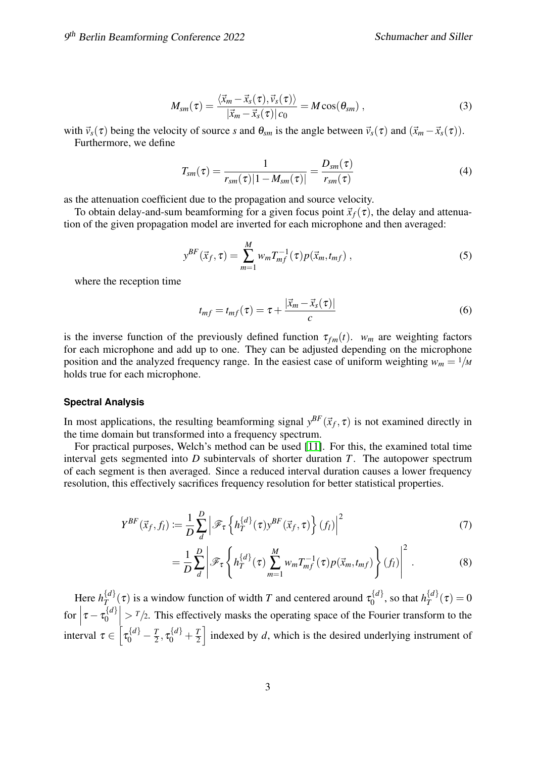$$M_{sm}(\tau) = \frac{\langle \vec{x}_m - \vec{x}_s(\tau), \vec{v}_s(\tau) \rangle}{|\vec{x}_m - \vec{x}_s(\tau)|\, c_0} = M \cos(\theta_{sm}) , \tag{3}$$

with $\vec{v}_s(\tau)$ being the velocity of source $s$ and $\theta_{sm}$ is the angle between $\vec{v}_s(\tau)$ and $(\vec{x}_m - \vec{x}_s(\tau))$.

Furthermore, we define

$$T_{sm}(\tau) = \frac{1}{r_{sm}(\tau)|1 - M_{sm}(\tau)|} = \frac{D_{sm}(\tau)}{r_{sm}(\tau)} \tag{4}$$

as the attenuation coefficient due to the propagation and source velocity.

To obtain delay-and-sum beamforming for a given focus point $\vec{x}_f(\tau)$, the delay and attenuation of the given propagation model are inverted for each microphone and then averaged:

$$y^{BF}(\vec{x}_f, \tau) = \sum_{m=1}^{M} w_m T_{mf}^{-1}(\tau) p(\vec{x}_m, t_{mf}) , \tag{5}$$

where the reception time

$$t_{mf} = t_{mf}(\tau) = \tau + \frac{|\vec{x}_m - \vec{x}_s(\tau)|}{c} \tag{6}$$

is the inverse function of the previously defined function $\tau_{fm}(t)$. $w_m$ are weighting factors for each microphone and add up to one. They can be adjusted depending on the microphone position and the analyzed frequency range. In the easiest case of uniform weighting $w_m = 1/M$ holds true for each microphone.

### Spectral Analysis

In most applications, the resulting beamforming signal $y^{BF}(\vec{x}_f, \tau)$ is not examined directly in the time domain but transformed into a frequency spectrum.

For practical purposes, Welch's method can be used [11]. For this, the examined total time interval gets segmented into $D$ subintervals of shorter duration $T$. The autopower spectrum of each segment is then averaged. Since a reduced interval duration causes a lower frequency resolution, this effectively sacrifices frequency resolution for better statistical properties.

$$Y^{BF}(\vec{x}_f, f_l) := \frac{1}{D} \sum_{d}^{D} \left| \mathscr{F}_\tau \left\{ h_T^{\{d\}}(\tau) y^{BF}(\vec{x}_f, \tau) \right\} (f_l) \right|^2 \tag{7}$$

$$= \frac{1}{D} \sum_{d}^{D} \left| \mathscr{F}_\tau \left\{ h_T^{\{d\}}(\tau) \sum_{m=1}^{M} w_m T_{mf}^{-1}(\tau) p(\vec{x}_m, t_{mf}) \right\} (f_l) \right|^2 . \tag{8}$$

Here $h_T^{\{d\}}(\tau)$ is a window function of width $T$ and centered around $\tau_0^{\{d\}}$, so that $h_T^{\{d\}}(\tau) = 0$ for $\left|\tau - \tau_0^{\{d\}}\right| > T/2$. This effectively masks the operating space of the Fourier transform to the interval $\tau \in \left[\tau_0^{\{d\}} - \frac{T}{2}, \tau_0^{\{d\}} + \frac{T}{2}\right]$ indexed by $d$, which is the desired underlying instrument of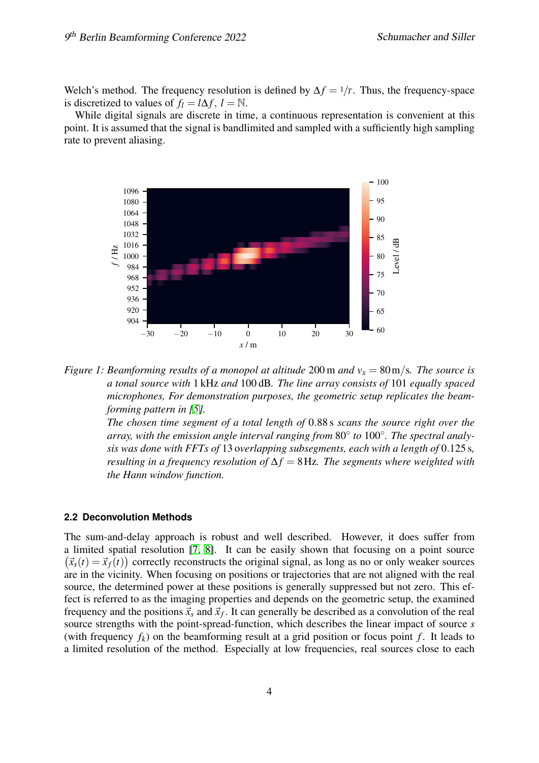Welch's method. The frequency resolution is defined by $\Delta f = 1/T$. Thus, the frequency-space is discretized to values of $f_l = l\Delta f,\ l = \mathbb{N}$.

While digital signals are discrete in time, a continuous representation is convenient at this point. It is assumed that the signal is bandlimited and sampled with a sufficiently high sampling rate to prevent aliasing.

f / Hz
1096
1080
1064
1048
1032
1016
1000
984
968
952
936
920
904

−30 −20 −10 0 10 20 30
x / m

Level / dB
100
95
90
85
80
75
70
65
60

*Figure 1: Beamforming results of a monopol at altitude 200 m and $v_x = 80\,\mathrm{m/s}$. The source is a tonal source with 1 kHz and 100 dB. The line array consists of 101 equally spaced microphones, For demonstration purposes, the geometric setup replicates the beamforming pattern in [5].*
*The chosen time segment of a total length of 0.88 s scans the source right over the array, with the emission angle interval ranging from 80° to 100°. The spectral analysis was done with FFTs of 13 overlapping subsegments, each with a length of 0.125 s, resulting in a frequency resolution of $\Delta f = 8\,\mathrm{Hz}$. The segments where weighted with the Hann window function.*

### 2.2 Deconvolution Methods

The sum-and-delay approach is robust and well described. However, it does suffer from a limited spatial resolution [7, 8]. It can be easily shown that focusing on a point source $\left(\vec{x}_s(t) = \vec{x}_f(t)\right)$ correctly reconstructs the original signal, as long as no or only weaker sources are in the vicinity. When focusing on positions or trajectories that are not aligned with the real source, the determined power at these positions is generally suppressed but not zero. This effect is referred to as the imaging properties and depends on the geometric setup, the examined frequency and the positions $\vec{x}_s$ and $\vec{x}_f$. It can generally be described as a convolution of the real source strengths with the point-spread-function, which describes the linear impact of source $s$ (with frequency $f_k$) on the beamforming result at a grid position or focus point $f$. It leads to a limited resolution of the method. Especially at low frequencies, real sources close to each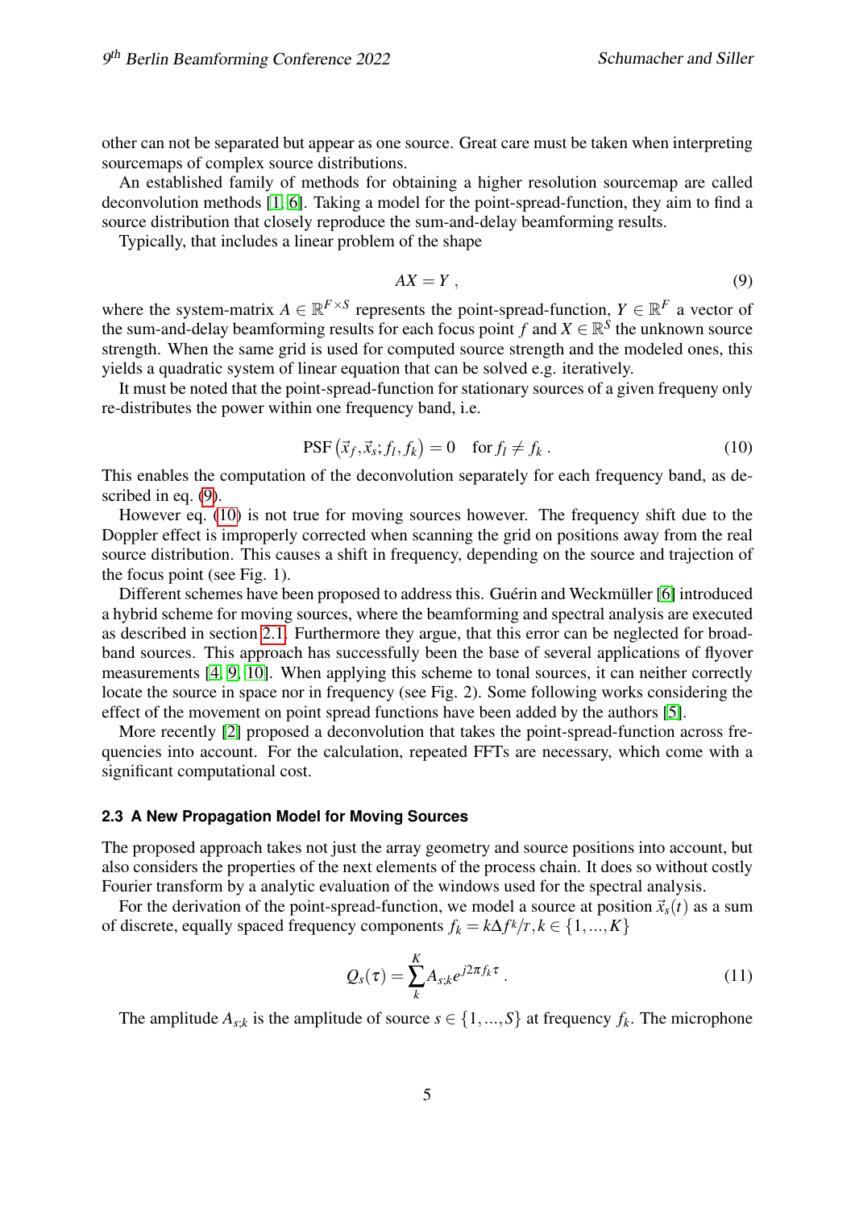other can not be separated but appear as one source. Great care must be taken when interpreting sourcemaps of complex source distributions.

An established family of methods for obtaining a higher resolution sourcemap are called deconvolution methods [1, 6]. Taking a model for the point-spread-function, they aim to find a source distribution that closely reproduce the sum-and-delay beamforming results.

Typically, that includes a linear problem of the shape

$$AX = Y \,, \tag{9}$$

where the system-matrix $A \in \mathbb{R}^{F \times S}$ represents the point-spread-function, $Y \in \mathbb{R}^{F}$ a vector of the sum-and-delay beamforming results for each focus point $f$ and $X \in \mathbb{R}^{S}$ the unknown source strength. When the same grid is used for computed source strength and the modeled ones, this yields a quadratic system of linear equation that can be solved e.g. iteratively.

It must be noted that the point-spread-function for stationary sources of a given frequeny only re-distributes the power within one frequency band, i.e.

$$\mathrm{PSF}\left(\vec{x}_f, \vec{x}_s; f_l, f_k\right) = 0 \quad \text{for } f_l \neq f_k \,. \tag{10}$$

This enables the computation of the deconvolution separately for each frequency band, as described in eq. (9).

However eq. (10) is not true for moving sources however. The frequency shift due to the Doppler effect is improperly corrected when scanning the grid on positions away from the real source distribution. This causes a shift in frequency, depending on the source and trajection of the focus point (see Fig. 1).

Different schemes have been proposed to address this. Guérin and Weckmüller [6] introduced a hybrid scheme for moving sources, where the beamforming and spectral analysis are executed as described in section 2.1. Furthermore they argue, that this error can be neglected for broadband sources. This approach has successfully been the base of several applications of flyover measurements [4, 9, 10]. When applying this scheme to tonal sources, it can neither correctly locate the source in space nor in frequency (see Fig. 2). Some following works considering the effect of the movement on point spread functions have been added by the authors [5].

More recently [2] proposed a deconvolution that takes the point-spread-function across frequencies into account. For the calculation, repeated FFTs are necessary, which come with a significant computational cost.

### 2.3 A New Propagation Model for Moving Sources

The proposed approach takes not just the array geometry and source positions into account, but also considers the properties of the next elements of the process chain. It does so without costly Fourier transform by a analytic evaluation of the windows used for the spectral analysis.

For the derivation of the point-spread-function, we model a source at position $\vec{x}_s(t)$ as a sum of discrete, equally spaced frequency components $f_k = k\Delta f^k/T, k \in \{1,...,K\}$

$$Q_s(\tau) = \sum_{k}^{K} A_{s;k} e^{j2\pi f_k \tau} \,. \tag{11}$$

The amplitude $A_{s;k}$ is the amplitude of source $s \in \{1,...,S\}$ at frequency $f_k$. The microphone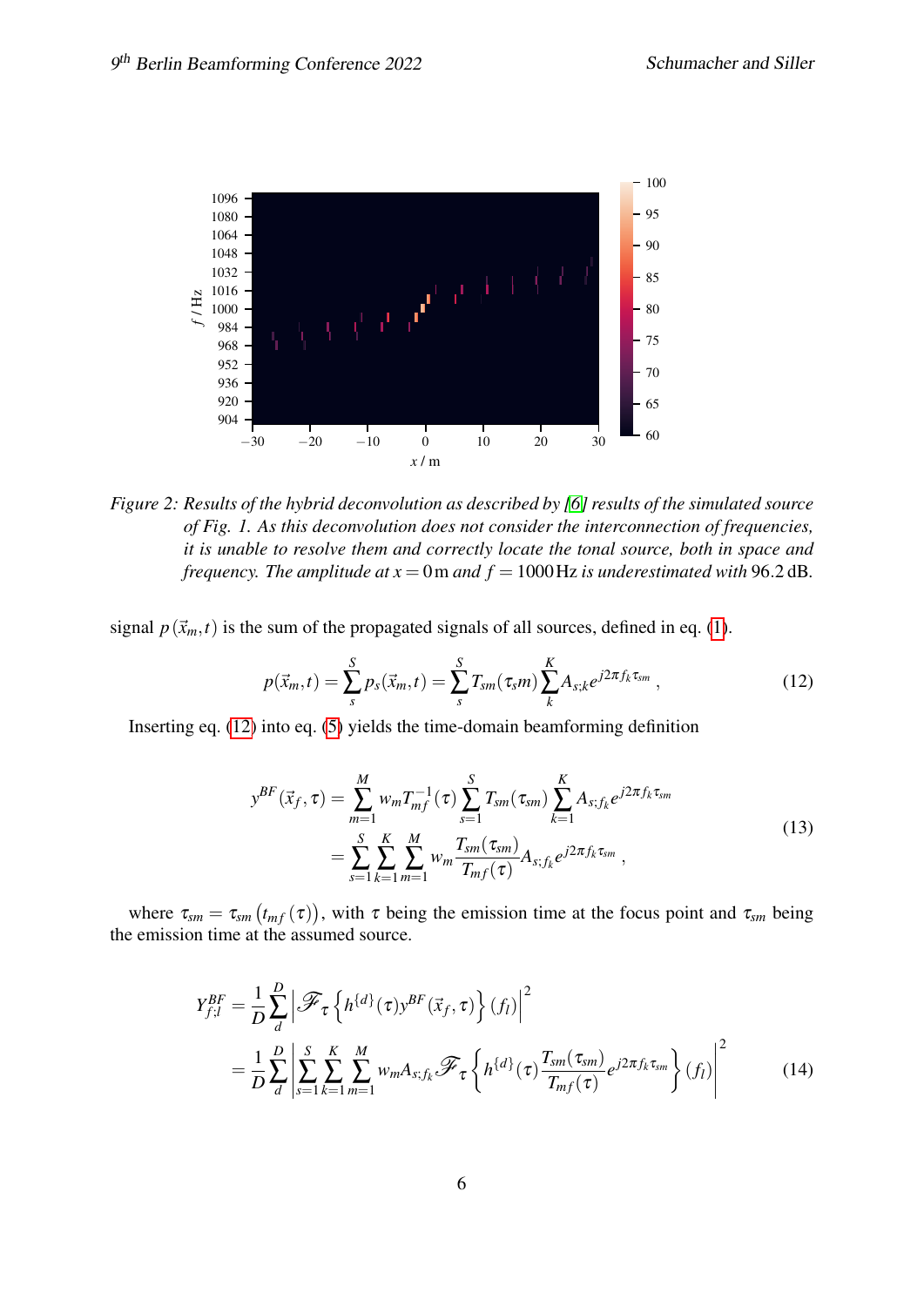1096
1080
1064
1048
1032
1016
1000
984
968
952
936
920
904

$f$ / Hz

−30 −20 −10 0 10 20 30

$x$ / m

100
95
90
85
80
75
70
65
60

*Figure 2: Results of the hybrid deconvolution as described by [6] results of the simulated source of Fig. 1. As this deconvolution does not consider the interconnection of frequencies, it is unable to resolve them and correctly locate the tonal source, both in space and frequency. The amplitude at* $x = 0\,\mathrm{m}$ *and* $f = 1000\,\mathrm{Hz}$ *is underestimated with* 96.2 dB.

signal $p(\vec{x}_m, t)$ is the sum of the propagated signals of all sources, defined in eq. (1).

$$p(\vec{x}_m, t) = \sum_{s}^{S} p_s(\vec{x}_m, t) = \sum_{s}^{S} T_{sm}(\tau_s m) \sum_{k}^{K} A_{s;k} e^{j2\pi f_k \tau_{sm}} , \tag{12}$$

Inserting eq. (12) into eq. (5) yields the time-domain beamforming definition

$$\begin{aligned} y^{BF}(\vec{x}_f, \tau) &= \sum_{m=1}^{M} w_m T_{mf}^{-1}(\tau) \sum_{s=1}^{S} T_{sm}(\tau_{sm}) \sum_{k=1}^{K} A_{s;f_k} e^{j2\pi f_k \tau_{sm}} \\ &= \sum_{s=1}^{S} \sum_{k=1}^{K} \sum_{m=1}^{M} w_m \frac{T_{sm}(\tau_{sm})}{T_{mf}(\tau)} A_{s;f_k} e^{j2\pi f_k \tau_{sm}} , \end{aligned} \tag{13}$$

where $\tau_{sm} = \tau_{sm}(t_{mf}(\tau))$, with $\tau$ being the emission time at the focus point and $\tau_{sm}$ being the emission time at the assumed source.

$$\begin{aligned} Y_{f;l}^{BF} &= \frac{1}{D} \sum_{d}^{D} \left| \mathscr{F}_\tau \left\{ h^{\{d\}}(\tau) y^{BF}(\vec{x}_f, \tau) \right\} (f_l) \right|^2 \\ &= \frac{1}{D} \sum_{d}^{D} \left| \sum_{s=1}^{S} \sum_{k=1}^{K} \sum_{m=1}^{M} w_m A_{s;f_k} \mathscr{F}_\tau \left\{ h^{\{d\}}(\tau) \frac{T_{sm}(\tau_{sm})}{T_{mf}(\tau)} e^{j2\pi f_k \tau_{sm}} \right\} (f_l) \right|^2 \end{aligned} \tag{14}$$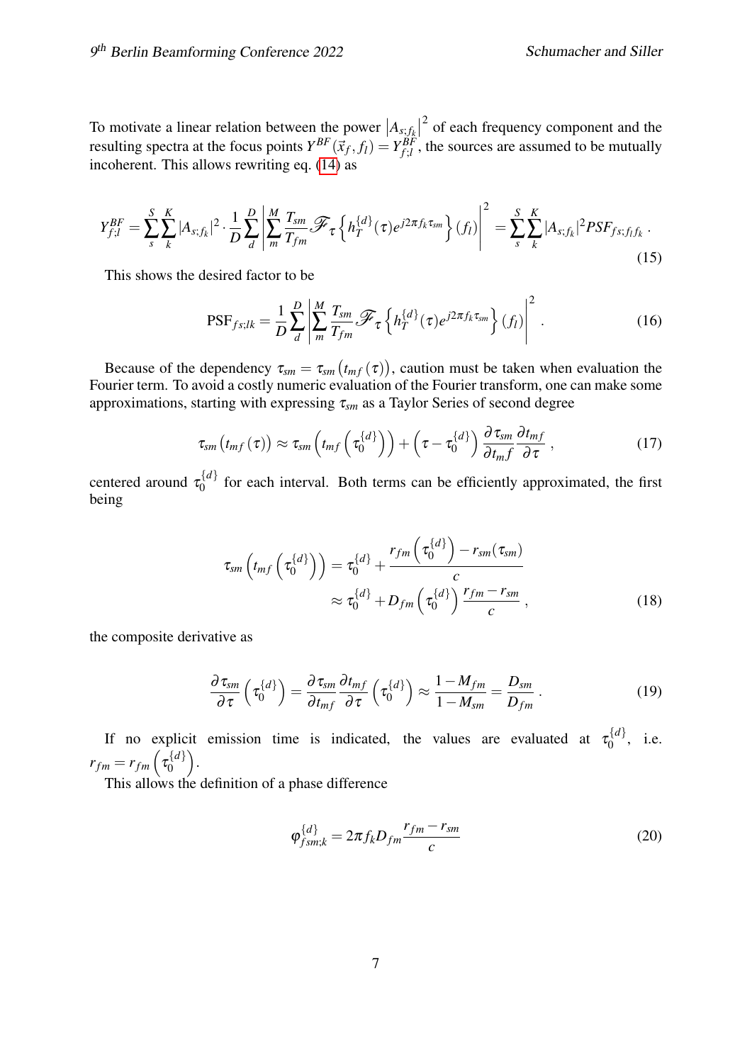To motivate a linear relation between the power $\left|A_{s;f_k}\right|^2$ of each frequency component and the resulting spectra at the focus points $Y^{BF}(\vec{x}_f, f_l) = Y^{BF}_{f;l}$, the sources are assumed to be mutually incoherent. This allows rewriting eq. (14) as

$$Y^{BF}_{f;l} = \sum_s^S \sum_k^K |A_{s;f_k}|^2 \cdot \frac{1}{D} \sum_d^D \left| \sum_m^M \frac{T_{sm}}{T_{fm}} \mathscr{F}_\tau \left\{ h_T^{\{d\}}(\tau) e^{j2\pi f_k \tau_{sm}} \right\} (f_l) \right|^2 = \sum_s^S \sum_k^K |A_{s;f_k}|^2 PSF_{fs;f_l f_k} . \tag{15}$$

This shows the desired factor to be

$$\mathrm{PSF}_{fs;lk} = \frac{1}{D} \sum_d^D \left| \sum_m^M \frac{T_{sm}}{T_{fm}} \mathscr{F}_\tau \left\{ h_T^{\{d\}}(\tau) e^{j2\pi f_k \tau_{sm}} \right\} (f_l) \right|^2 . \tag{16}$$

Because of the dependency $\tau_{sm} = \tau_{sm}\left(t_{mf}(\tau)\right)$, caution must be taken when evaluation the Fourier term. To avoid a costly numeric evaluation of the Fourier transform, one can make some approximations, starting with expressing $\tau_{sm}$ as a Taylor Series of second degree

$$\tau_{sm}\left(t_{mf}(\tau)\right) \approx \tau_{sm}\left(t_{mf}\left(\tau_0^{\{d\}}\right)\right) + \left(\tau - \tau_0^{\{d\}}\right) \frac{\partial \tau_{sm}}{\partial t_{mf}} \frac{\partial t_{mf}}{\partial \tau} , \tag{17}$$

centered around $\tau_0^{\{d\}}$ for each interval. Both terms can be efficiently approximated, the first being

$$\begin{aligned} \tau_{sm}\left(t_{mf}\left(\tau_0^{\{d\}}\right)\right) &= \tau_0^{\{d\}} + \frac{r_{fm}\left(\tau_0^{\{d\}}\right) - r_{sm}(\tau_{sm})}{c} \\ &\approx \tau_0^{\{d\}} + D_{fm}\left(\tau_0^{\{d\}}\right) \frac{r_{fm} - r_{sm}}{c} , \end{aligned} \tag{18}$$

the composite derivative as

$$\frac{\partial \tau_{sm}}{\partial \tau}\left(\tau_0^{\{d\}}\right) = \frac{\partial \tau_{sm}}{\partial t_{mf}} \frac{\partial t_{mf}}{\partial \tau}\left(\tau_0^{\{d\}}\right) \approx \frac{1 - M_{fm}}{1 - M_{sm}} = \frac{D_{sm}}{D_{fm}} . \tag{19}$$

If no explicit emission time is indicated, the values are evaluated at $\tau_0^{\{d\}}$, i.e. $r_{fm} = r_{fm}\left(\tau_0^{\{d\}}\right)$.

This allows the definition of a phase difference

$$\varphi^{\{d\}}_{fsm;k} = 2\pi f_k D_{fm} \frac{r_{fm} - r_{sm}}{c} \tag{20}$$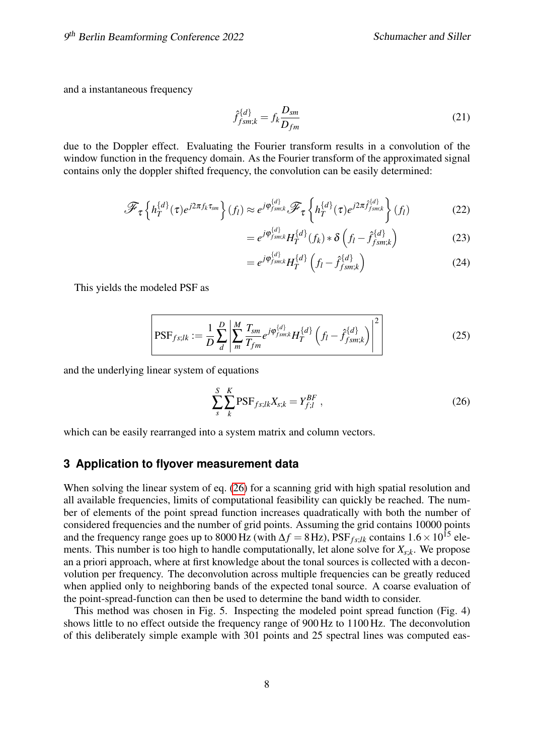and a instantaneous frequency

$$\hat{f}^{\{d\}}_{fsm;k} = f_k \frac{D_{sm}}{D_{fm}} \tag{21}$$

due to the Doppler effect. Evaluating the Fourier transform results in a convolution of the window function in the frequency domain. As the Fourier transform of the approximated signal contains only the doppler shifted frequency, the convolution can be easily determined:

$$\mathscr{F}_\tau \left\{ h_T^{\{d\}}(\tau) e^{j2\pi f_k \tau_{sm}} \right\}(f_l) \approx e^{j\varphi^{\{d\}}_{fsm;k}} \mathscr{F}_\tau \left\{ h_T^{\{d\}}(\tau) e^{j2\pi \hat{f}^{\{d\}}_{fsm;k}} \right\}(f_l) \tag{22}$$

$$= e^{j\varphi^{\{d\}}_{fsm;k}} H_T^{\{d\}}(f_k) * \delta\left(f_l - \hat{f}^{\{d\}}_{fsm;k}\right) \tag{23}$$

$$= e^{j\varphi^{\{d\}}_{fsm;k}} H_T^{\{d\}}\left(f_l - \hat{f}^{\{d\}}_{fsm;k}\right) \tag{24}$$

This yields the modeled PSF as

$$\boxed{\mathrm{PSF}_{fs;lk} := \frac{1}{D} \sum_d^D \left| \sum_m^M \frac{T_{sm}}{T_{fm}} e^{j\varphi^{\{d\}}_{fsm;k}} H_T^{\{d\}}\left(f_l - \hat{f}^{\{d\}}_{fsm;k}\right) \right|^2} \tag{25}$$

and the underlying linear system of equations

$$\sum_s^S \sum_k^K \mathrm{PSF}_{fs;lk} X_{s;k} = Y^{BF}_{f;l}\ , \tag{26}$$

which can be easily rearranged into a system matrix and column vectors.

## 3 Application to flyover measurement data

When solving the linear system of eq. (26) for a scanning grid with high spatial resolution and all available frequencies, limits of computational feasibility can quickly be reached. The number of elements of the point spread function increases quadratically with both the number of considered frequencies and the number of grid points. Assuming the grid contains 10000 points and the frequency range goes up to 8000 Hz (with $\Delta f = 8$ Hz), $\mathrm{PSF}_{fs;lk}$ contains $1.6 \times 10^{15}$ elements. This number is too high to handle computationally, let alone solve for $X_{s;k}$. We propose an a priori approach, where at first knowledge about the tonal sources is collected with a deconvolution per frequency. The deconvolution across multiple frequencies can be greatly reduced when applied only to neighboring bands of the expected tonal source. A coarse evaluation of the point-spread-function can then be used to determine the band width to consider.

This method was chosen in Fig. 5. Inspecting the modeled point spread function (Fig. 4) shows little to no effect outside the frequency range of 900 Hz to 1100 Hz. The deconvolution of this deliberately simple example with 301 points and 25 spectral lines was computed eas-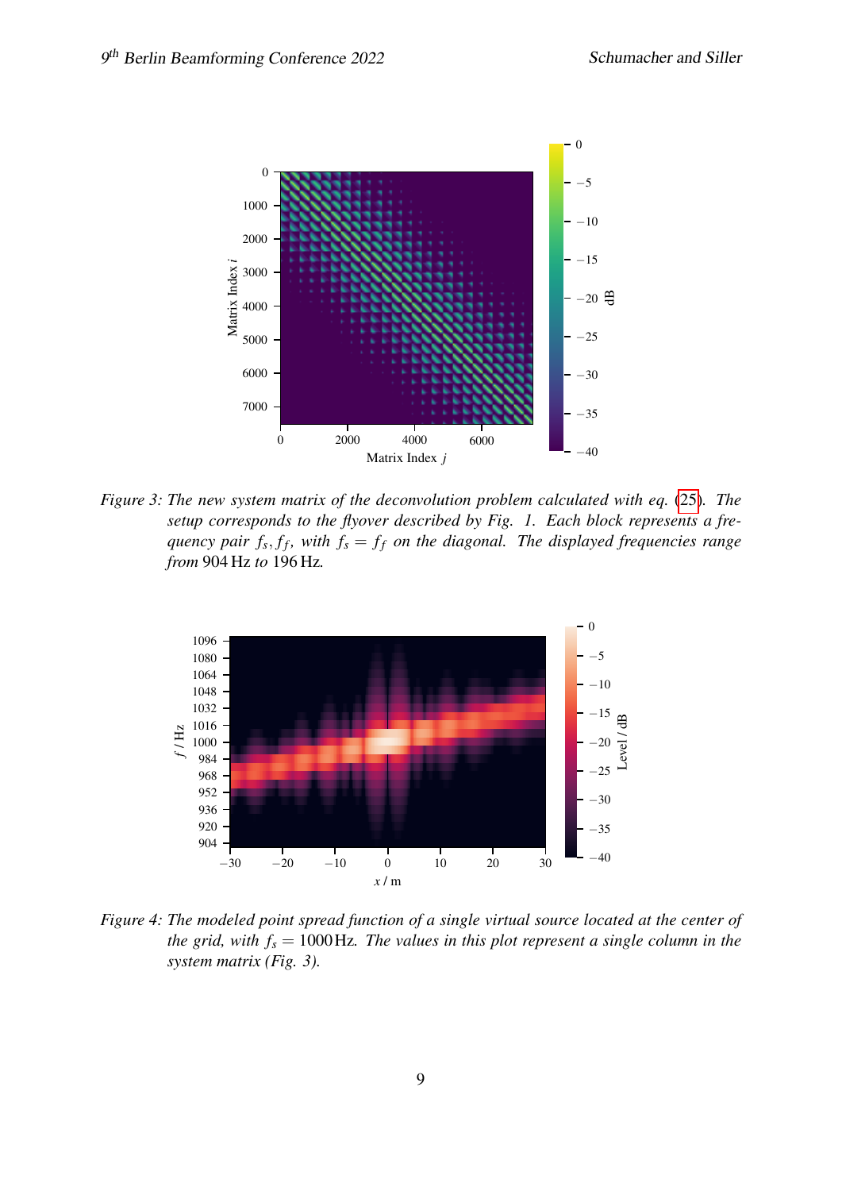Matrix Index $i$

0
1000
2000
3000
4000
5000
6000
7000

0
2000
4000
6000

Matrix Index $j$

dB

0
−5
−10
−15
−20
−25
−30
−35
−40

*Figure 3: The new system matrix of the deconvolution problem calculated with eq. (25). The setup corresponds to the flyover described by Fig. 1. Each block represents a frequency pair $f_s, f_f$, with $f_s = f_f$ on the diagonal. The displayed frequencies range from* 904 Hz *to* 196 Hz*.*

$f$ / Hz

1096
1080
1064
1048
1032
1016
1000
984
968
952
936
920
904

−30
−20
−10
0
10
20
30

$x$ / m

Level / dB

0
−5
−10
−15
−20
−25
−30
−35
−40

*Figure 4: The modeled point spread function of a single virtual source located at the center of the grid, with $f_s = 1000\,\text{Hz}$. The values in this plot represent a single column in the system matrix (Fig. 3).*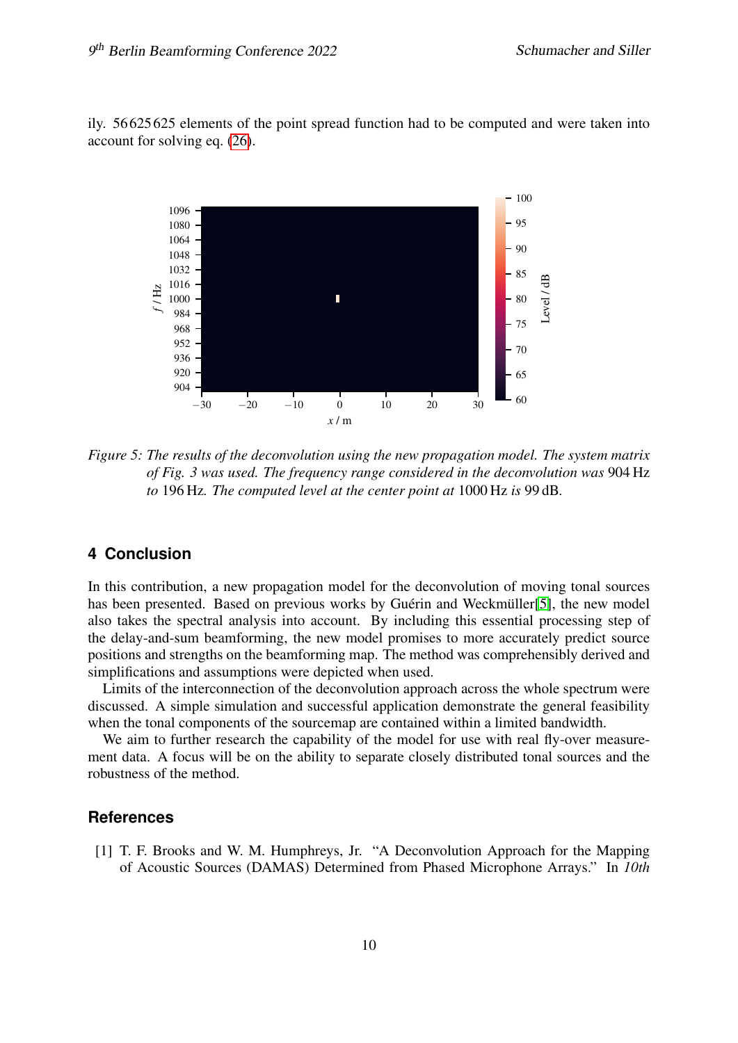ily. 56625625 elements of the point spread function had to be computed and were taken into account for solving eq. (26).

*Figure 5: The results of the deconvolution using the new propagation model. The system matrix of Fig. 3 was used. The frequency range considered in the deconvolution was* 904 Hz *to* 196 Hz*. The computed level at the center point at* 1000 Hz *is* 99 dB.

## 4 Conclusion

In this contribution, a new propagation model for the deconvolution of moving tonal sources has been presented. Based on previous works by Guérin and Weckmüller[5], the new model also takes the spectral analysis into account. By including this essential processing step of the delay-and-sum beamforming, the new model promises to more accurately predict source positions and strengths on the beamforming map. The method was comprehensibly derived and simplifications and assumptions were depicted when used.

Limits of the interconnection of the deconvolution approach across the whole spectrum were discussed. A simple simulation and successful application demonstrate the general feasibility when the tonal components of the sourcemap are contained within a limited bandwidth.

We aim to further research the capability of the model for use with real fly-over measurement data. A focus will be on the ability to separate closely distributed tonal sources and the robustness of the method.

## References

[1] T. F. Brooks and W. M. Humphreys, Jr. "A Deconvolution Approach for the Mapping of Acoustic Sources (DAMAS) Determined from Phased Microphone Arrays." In *10th*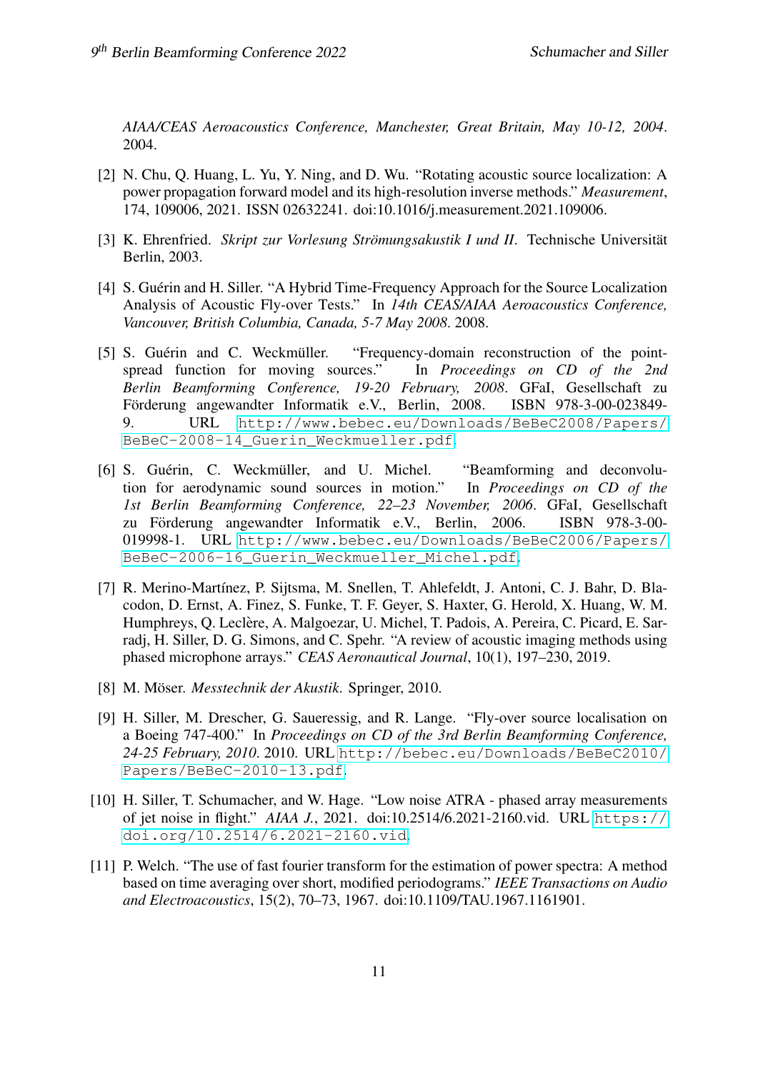*AIAA/CEAS Aeroacoustics Conference, Manchester, Great Britain, May 10-12, 2004*. 2004.

[2] N. Chu, Q. Huang, L. Yu, Y. Ning, and D. Wu. "Rotating acoustic source localization: A power propagation forward model and its high-resolution inverse methods." *Measurement*, 174, 109006, 2021. ISSN 02632241. doi:10.1016/j.measurement.2021.109006.

[3] K. Ehrenfried. *Skript zur Vorlesung Strömungsakustik I und II*. Technische Universität Berlin, 2003.

[4] S. Guérin and H. Siller. "A Hybrid Time-Frequency Approach for the Source Localization Analysis of Acoustic Fly-over Tests." In *14th CEAS/AIAA Aeroacoustics Conference, Vancouver, British Columbia, Canada, 5-7 May 2008*. 2008.

[5] S. Guérin and C. Weckmüller. "Frequency-domain reconstruction of the point-spread function for moving sources." In *Proceedings on CD of the 2nd Berlin Beamforming Conference, 19-20 February, 2008*. GFaI, Gesellschaft zu Förderung angewandter Informatik e.V., Berlin, 2008. ISBN 978-3-00-023849-9. URL http://www.bebec.eu/Downloads/BeBeC2008/Papers/BeBeC-2008-14_Guerin_Weckmueller.pdf.

[6] S. Guérin, C. Weckmüller, and U. Michel. "Beamforming and deconvolution for aerodynamic sound sources in motion." In *Proceedings on CD of the 1st Berlin Beamforming Conference, 22–23 November, 2006*. GFaI, Gesellschaft zu Förderung angewandter Informatik e.V., Berlin, 2006. ISBN 978-3-00-019998-1. URL http://www.bebec.eu/Downloads/BeBeC2006/Papers/BeBeC-2006-16_Guerin_Weckmueller_Michel.pdf.

[7] R. Merino-Martínez, P. Sijtsma, M. Snellen, T. Ahlefeldt, J. Antoni, C. J. Bahr, D. Blacodon, D. Ernst, A. Finez, S. Funke, T. F. Geyer, S. Haxter, G. Herold, X. Huang, W. M. Humphreys, Q. Leclère, A. Malgoezar, U. Michel, T. Padois, A. Pereira, C. Picard, E. Sarradj, H. Siller, D. G. Simons, and C. Spehr. "A review of acoustic imaging methods using phased microphone arrays." *CEAS Aeronautical Journal*, 10(1), 197–230, 2019.

[8] M. Möser. *Messtechnik der Akustik*. Springer, 2010.

[9] H. Siller, M. Drescher, G. Saueressig, and R. Lange. "Fly-over source localisation on a Boeing 747-400." In *Proceedings on CD of the 3rd Berlin Beamforming Conference, 24-25 February, 2010*. 2010. URL http://bebec.eu/Downloads/BeBeC2010/Papers/BeBeC-2010-13.pdf.

[10] H. Siller, T. Schumacher, and W. Hage. "Low noise ATRA - phased array measurements of jet noise in flight." *AIAA J.*, 2021. doi:10.2514/6.2021-2160.vid. URL https://doi.org/10.2514/6.2021-2160.vid.

[11] P. Welch. "The use of fast fourier transform for the estimation of power spectra: A method based on time averaging over short, modified periodograms." *IEEE Transactions on Audio and Electroacoustics*, 15(2), 70–73, 1967. doi:10.1109/TAU.1967.1161901.